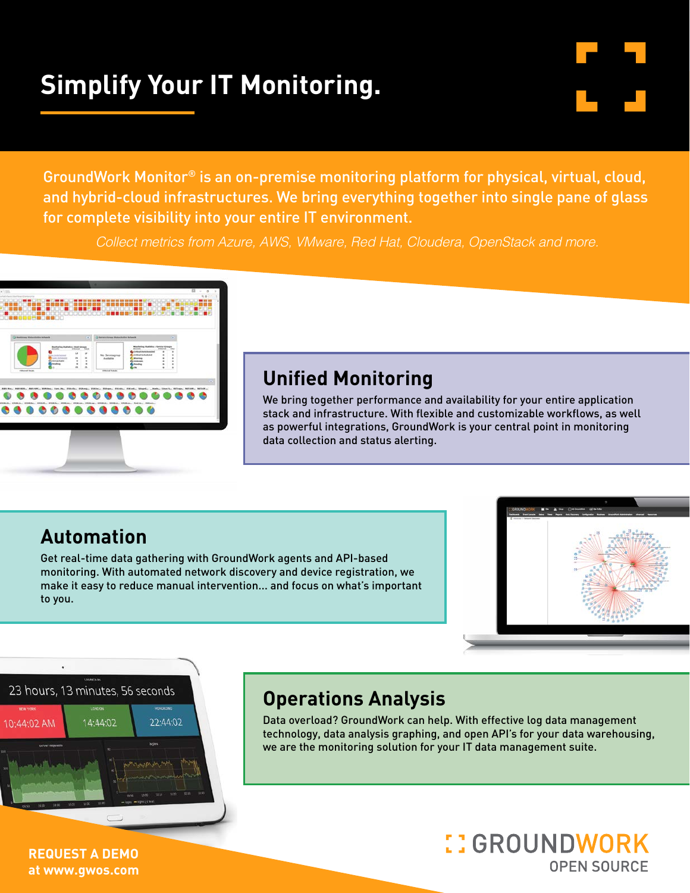# Simplify Your IT Monitoring.

GroundWork Monitor® is an on-premise monitoring platform for physical, virtual, cloud, and hybrid-cloud infrastructures. We bring everything together into single pane of glass for complete visibility into your entire IT environment.

*Collect metrics from Azure, AWS, VMware, Red Hat, Cloudera, OpenStack and more.*

## Unified Monitoring

We bring together performance and availability for your entire application stack and infrastructure. With flexible and customizable workflows, as well as powerful integrations, GroundWork is your central point in monitoring data collection and status alerting.

## Automation

Get real-time data gathering with GroundWork agents and API-based monitoring. With automated network discovery and device registration, we make it easy to reduce manual intervention... and focus on what's important to you.

## Operations Analysis

Data overload? GroundWork can help. With effective log data management technology, data analysis graphing, and open API's for your data warehousing, we are the monitoring solution for your IT data management suite.

**REQUEST A DEMO**
**at www.gwos.com**

GROUNDWORK
OPEN SOURCE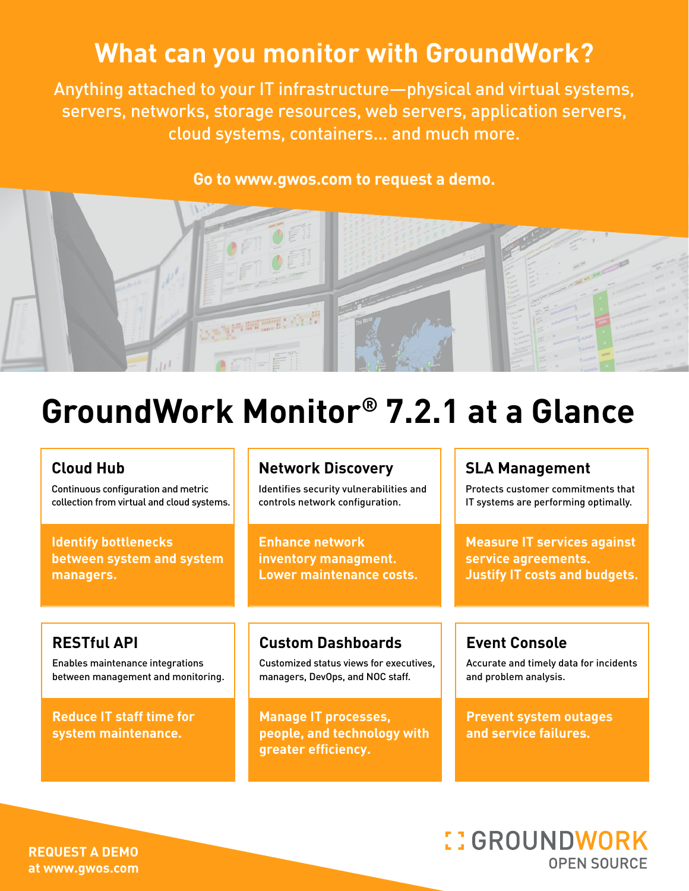# What can you monitor with GroundWork?

Anything attached to your IT infrastructure—physical and virtual systems, servers, networks, storage resources, web servers, application servers, cloud systems, containers… and much more.

**Go to www.gwos.com to request a demo.**

# GroundWork Monitor® 7.2.1 at a Glance

### Cloud Hub

Continuous configuration and metric collection from virtual and cloud systems.

**Identify bottlenecks between system and system managers.**

### Network Discovery

Identifies security vulnerabilities and controls network configuration.

**Enhance network inventory managment. Lower maintenance costs.**

### SLA Management

Protects customer commitments that IT systems are performing optimally.

**Measure IT services against service agreements. Justify IT costs and budgets.**

### RESTful API

Enables maintenance integrations between management and monitoring.

**Reduce IT staff time for system maintenance.**

### Custom Dashboards

Customized status views for executives, managers, DevOps, and NOC staff.

**Manage IT processes, people, and technology with greater efficiency.**

### Event Console

Accurate and timely data for incidents and problem analysis.

**Prevent system outages and service failures.**

**REQUEST A DEMO at www.gwos.com**

GROUNDWORK OPEN SOURCE